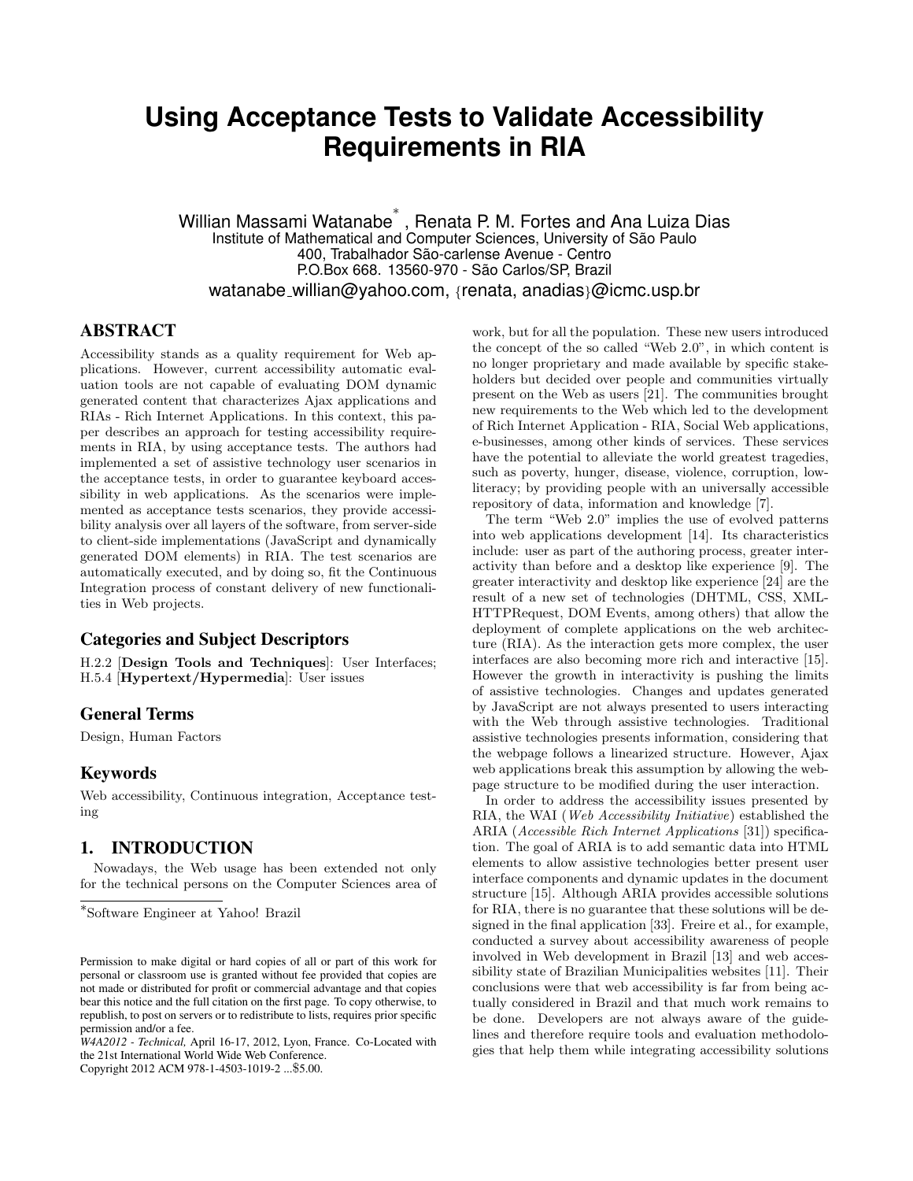# Using Acceptance Tests to Validate Accessibility Requirements in RIA

Willian Massami Watanabe[*], Renata P. M. Fortes and Ana Luiza Dias
Institute of Mathematical and Computer Sciences, University of São Paulo
400, Trabalhador São-carlense Avenue - Centro
P.O.Box 668. 13560-970 - São Carlos/SP, Brazil
watanabe_willian@yahoo.com, {renata, anadias}@icmc.usp.br

## ABSTRACT

Accessibility stands as a quality requirement for Web applications. However, current accessibility automatic evaluation tools are not capable of evaluating DOM dynamic generated content that characterizes Ajax applications and RIAs - Rich Internet Applications. In this context, this paper describes an approach for testing accessibility requirements in RIA, by using acceptance tests. The authors had implemented a set of assistive technology user scenarios in the acceptance tests, in order to guarantee keyboard accessibility in web applications. As the scenarios were implemented as acceptance tests scenarios, they provide accessibility analysis over all layers of the software, from server-side to client-side implementations (JavaScript and dynamically generated DOM elements) in RIA. The test scenarios are automatically executed, and by doing so, fit the Continuous Integration process of constant delivery of new functionalities in Web projects.

### Categories and Subject Descriptors

H.2.2 [**Design Tools and Techniques**]: User Interfaces; H.5.4 [**Hypertext/Hypermedia**]: User issues

### General Terms

Design, Human Factors

### Keywords

Web accessibility, Continuous integration, Acceptance testing

## 1. INTRODUCTION

Nowadays, the Web usage has been extended not only for the technical persons on the Computer Sciences area of work, but for all the population. These new users introduced the concept of the so called "Web 2.0", in which content is no longer proprietary and made available by specific stakeholders but decided over people and communities virtually present on the Web as users [21]. The communities brought new requirements to the Web which led to the development of Rich Internet Application - RIA, Social Web applications, e-businesses, among other kinds of services. These services have the potential to alleviate the world greatest tragedies, such as poverty, hunger, disease, violence, corruption, low-literacy; by providing people with an universally accessible repository of data, information and knowledge [7].

The term "Web 2.0" implies the use of evolved patterns into web applications development [14]. Its characteristics include: user as part of the authoring process, greater interactivity than before and a desktop like experience [9]. The greater interactivity and desktop like experience [24] are the result of a new set of technologies (DHTML, CSS, XML-HTTPRequest, DOM Events, among others) that allow the deployment of complete applications on the web architecture (RIA). As the interaction gets more complex, the user interfaces are also becoming more rich and interactive [15]. However the growth in interactivity is pushing the limits of assistive technologies. Changes and updates generated by JavaScript are not always presented to users interacting with the Web through assistive technologies. Traditional assistive technologies presents information, considering that the webpage follows a linearized structure. However, Ajax web applications break this assumption by allowing the webpage structure to be modified during the user interaction.

In order to address the accessibility issues presented by RIA, the WAI (*Web Accessibility Initiative*) established the ARIA (*Accessible Rich Internet Applications* [31]) specification. The goal of ARIA is to add semantic data into HTML elements to allow assistive technologies better present user interface components and dynamic updates in the document structure [15]. Although ARIA provides accessible solutions for RIA, there is no guarantee that these solutions will be designed in the final application [33]. Freire et al., for example, conducted a survey about accessibility awareness of people involved in Web development in Brazil [13] and web accessibility state of Brazilian Municipalities websites [11]. Their conclusions were that web accessibility is far from being actually considered in Brazil and that much work remains to be done. Developers are not always aware of the guidelines and therefore require tools and evaluation methodologies that help them while integrating accessibility solutions

[*]Software Engineer at Yahoo! Brazil

Permission to make digital or hard copies of all or part of this work for personal or classroom use is granted without fee provided that copies are not made or distributed for profit or commercial advantage and that copies bear this notice and the full citation on the first page. To copy otherwise, to republish, to post on servers or to redistribute to lists, requires prior specific permission and/or a fee.
*W4A2012 - Technical,* April 16-17, 2012, Lyon, France. Co-Located with the 21st International World Wide Web Conference.
Copyright 2012 ACM 978-1-4503-1019-2 ...$5.00.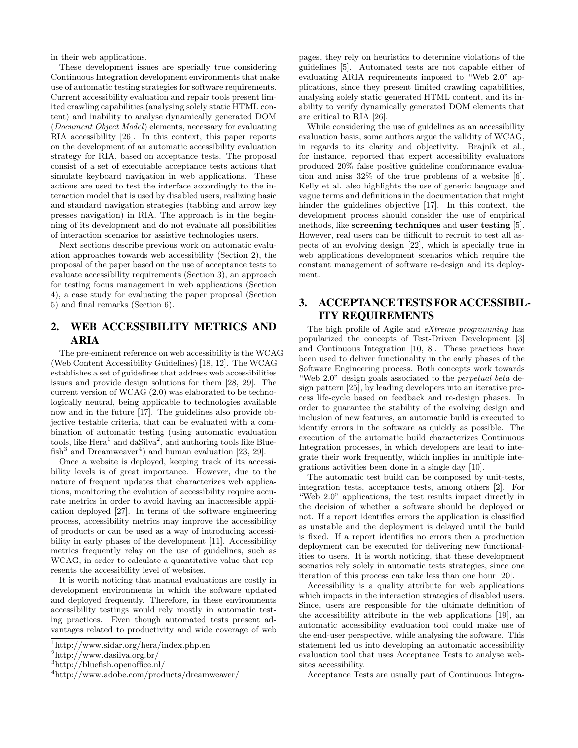in their web applications.

These development issues are specially true considering Continuous Integration development environments that make use of automatic testing strategies for software requirements. Current accessibility evaluation and repair tools present limited crawling capabilities (analysing solely static HTML content) and inability to analyse dynamically generated DOM (*Document Object Model*) elements, necessary for evaluating RIA accessibility [26]. In this context, this paper reports on the development of an automatic accessibility evaluation strategy for RIA, based on acceptance tests. The proposal consist of a set of executable acceptance tests actions that simulate keyboard navigation in web applications. These actions are used to test the interface accordingly to the interaction model that is used by disabled users, realizing basic and standard navigation strategies (tabbing and arrow key presses navigation) in RIA. The approach is in the beginning of its development and do not evaluate all possibilities of interaction scenarios for assistive technologies users.

Next sections describe previous work on automatic evaluation approaches towards web accessibility (Section 2), the proposal of the paper based on the use of acceptance tests to evaluate accessibility requirements (Section 3), an approach for testing focus management in web applications (Section 4), a case study for evaluating the paper proposal (Section 5) and final remarks (Section 6).

## 2. WEB ACCESSIBILITY METRICS AND ARIA

The pre-eminent reference on web accessibility is the WCAG (Web Content Accessibility Guidelines) [18, 12]. The WCAG establishes a set of guidelines that address web accessibilities issues and provide design solutions for them [28, 29]. The current version of WCAG (2.0) was elaborated to be technologically neutral, being applicable to technologies available now and in the future [17]. The guidelines also provide objective testable criteria, that can be evaluated with a combination of automatic testing (using automatic evaluation tools, like Hera[1] and daSilva[2], and authoring tools like Bluefish[3] and Dreamweaver[4]) and human evaluation [23, 29].

Once a website is deployed, keeping track of its accessibility levels is of great importance. However, due to the nature of frequent updates that characterizes web applications, monitoring the evolution of accessibility require accurate metrics in order to avoid having an inaccessible application deployed [27]. In terms of the software engineering process, accessibility metrics may improve the accessibility of products or can be used as a way of introducing accessibility in early phases of the development [11]. Accessibility metrics frequently relay on the use of guidelines, such as WCAG, in order to calculate a quantitative value that represents the accessibility level of websites.

It is worth noticing that manual evaluations are costly in development environments in which the software updated and deployed frequently. Therefore, in these environments accessibility testings would rely mostly in automatic testing practices. Even though automated tests present advantages related to productivity and wide coverage of web pages, they rely on heuristics to determine violations of the guidelines [5]. Automated tests are not capable either of evaluating ARIA requirements imposed to "Web 2.0" applications, since they present limited crawling capabilities, analysing solely static generated HTML content, and its inability to verify dynamically generated DOM elements that are critical to RIA [26].

While considering the use of guidelines as an accessibility evaluation basis, some authors argue the validity of WCAG, in regards to its clarity and objectivity. Brajnik et al., for instance, reported that expert accessibility evaluators produced 20% false positive guideline conformance evaluation and miss 32% of the true problems of a website [6]. Kelly et al. also highlights the use of generic language and vague terms and definitions in the documentation that might hinder the guidelines objective [17]. In this context, the development process should consider the use of empirical methods, like **screening techniques** and **user testing** [5]. However, real users can be difficult to recruit to test all aspects of an evolving design [22], which is specially true in web applications development scenarios which require the constant management of software re-design and its deployment.

## 3. ACCEPTANCE TESTS FOR ACCESSIBILITY REQUIREMENTS

The high profile of Agile and *eXtreme programming* has popularized the concepts of Test-Driven Development [3] and Continuous Integration [10, 8]. These practices have been used to deliver functionality in the early phases of the Software Engineering process. Both concepts work towards "Web 2.0" design goals associated to the *perpetual beta* design pattern [25], by leading developers into an iterative process life-cycle based on feedback and re-design phases. In order to guarantee the stability of the evolving design and inclusion of new features, an automatic build is executed to identify errors in the software as quickly as possible. The execution of the automatic build characterizes Continuous Integration processes, in which developers are lead to integrate their work frequently, which implies in multiple integrations activities been done in a single day [10].

The automatic test build can be composed by unit-tests, integration tests, acceptance tests, among others [2]. For "Web 2.0" applications, the test results impact directly in the decision of whether a software should be deployed or not. If a report identifies errors the application is classified as unstable and the deployment is delayed until the build is fixed. If a report identifies no errors then a production deployment can be executed for delivering new functionalities to users. It is worth noticing, that these development scenarios rely solely in automatic tests strategies, since one iteration of this process can take less than one hour [20].

Accessibility is a quality attribute for web applications which impacts in the interaction strategies of disabled users. Since, users are responsible for the ultimate definition of the accessibility attribute in the web applications [19], an automatic accessibility evaluation tool could make use of the end-user perspective, while analysing the software. This statement led us into developing an automatic accessibility evaluation tool that uses Acceptance Tests to analyse websites accessibility.

Acceptance Tests are usually part of Continuous Integra-

[1] http://www.sidar.org/hera/index.php.en
[2] http://www.dasilva.org.br/
[3] http://bluefish.openoffice.nl/
[4] http://www.adobe.com/products/dreamweaver/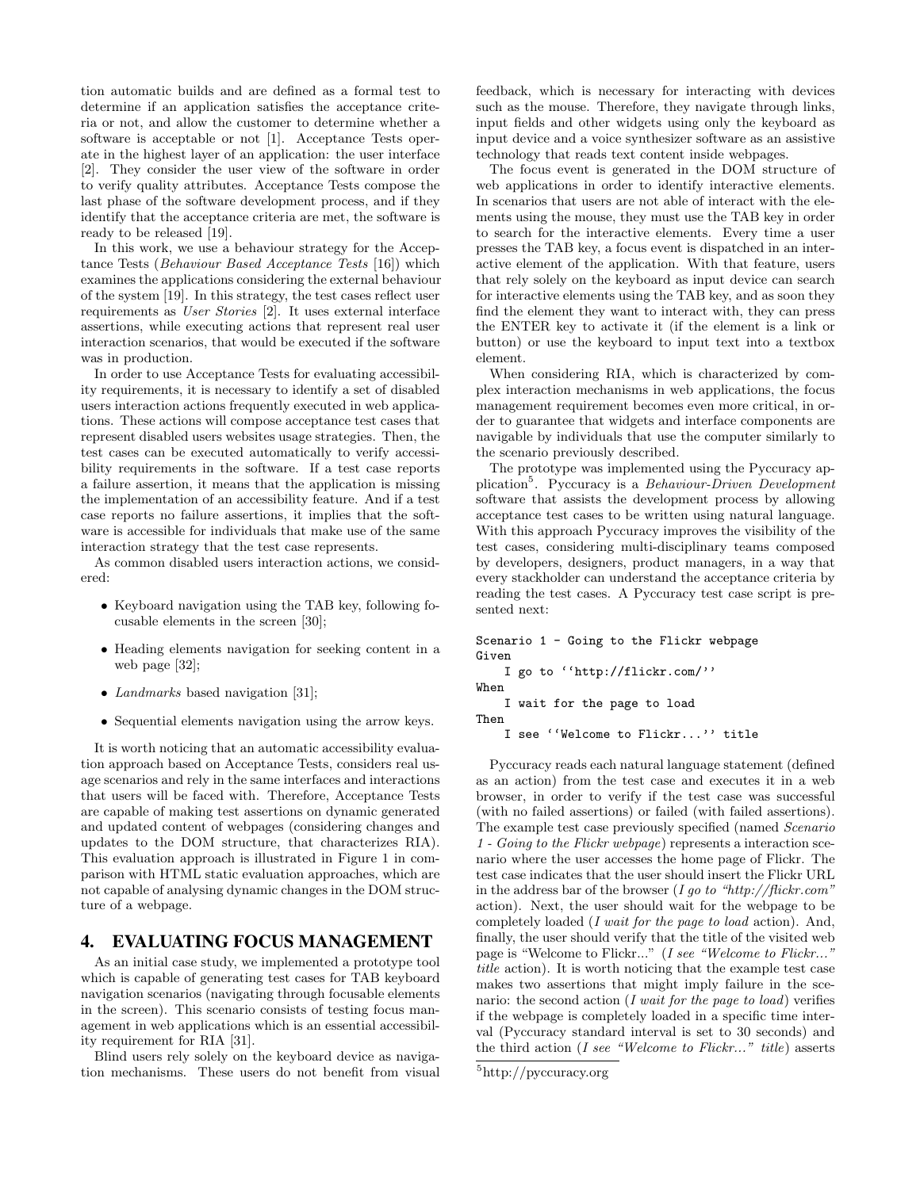tion automatic builds and are defined as a formal test to determine if an application satisfies the acceptance criteria or not, and allow the customer to determine whether a software is acceptable or not [1]. Acceptance Tests operate in the highest layer of an application: the user interface [2]. They consider the user view of the software in order to verify quality attributes. Acceptance Tests compose the last phase of the software development process, and if they identify that the acceptance criteria are met, the software is ready to be released [19].

In this work, we use a behaviour strategy for the Acceptance Tests (*Behaviour Based Acceptance Tests* [16]) which examines the applications considering the external behaviour of the system [19]. In this strategy, the test cases reflect user requirements as *User Stories* [2]. It uses external interface assertions, while executing actions that represent real user interaction scenarios, that would be executed if the software was in production.

In order to use Acceptance Tests for evaluating accessibility requirements, it is necessary to identify a set of disabled users interaction actions frequently executed in web applications. These actions will compose acceptance test cases that represent disabled users websites usage strategies. Then, the test cases can be executed automatically to verify accessibility requirements in the software. If a test case reports a failure assertion, it means that the application is missing the implementation of an accessibility feature. And if a test case reports no failure assertions, it implies that the software is accessible for individuals that make use of the same interaction strategy that the test case represents.

As common disabled users interaction actions, we considered:

- Keyboard navigation using the TAB key, following focusable elements in the screen [30];
- Heading elements navigation for seeking content in a web page [32];
- *Landmarks* based navigation [31];
- Sequential elements navigation using the arrow keys.

It is worth noticing that an automatic accessibility evaluation approach based on Acceptance Tests, considers real usage scenarios and rely in the same interfaces and interactions that users will be faced with. Therefore, Acceptance Tests are capable of making test assertions on dynamic generated and updated content of webpages (considering changes and updates to the DOM structure, that characterizes RIA). This evaluation approach is illustrated in Figure 1 in comparison with HTML static evaluation approaches, which are not capable of analysing dynamic changes in the DOM structure of a webpage.

## 4. EVALUATING FOCUS MANAGEMENT

As an initial case study, we implemented a prototype tool which is capable of generating test cases for TAB keyboard navigation scenarios (navigating through focusable elements in the screen). This scenario consists of testing focus management in web applications which is an essential accessibility requirement for RIA [31].

Blind users rely solely on the keyboard device as navigation mechanisms. These users do not benefit from visual feedback, which is necessary for interacting with devices such as the mouse. Therefore, they navigate through links, input fields and other widgets using only the keyboard as input device and a voice synthesizer software as an assistive technology that reads text content inside webpages.

The focus event is generated in the DOM structure of web applications in order to identify interactive elements. In scenarios that users are not able of interact with the elements using the mouse, they must use the TAB key in order to search for the interactive elements. Every time a user presses the TAB key, a focus event is dispatched in an interactive element of the application. With that feature, users that rely solely on the keyboard as input device can search for interactive elements using the TAB key, and as soon they find the element they want to interact with, they can press the ENTER key to activate it (if the element is a link or button) or use the keyboard to input text into a textbox element.

When considering RIA, which is characterized by complex interaction mechanisms in web applications, the focus management requirement becomes even more critical, in order to guarantee that widgets and interface components are navigable by individuals that use the computer similarly to the scenario previously described.

The prototype was implemented using the Pyccuracy application[5]. Pyccuracy is a *Behaviour-Driven Development* software that assists the development process by allowing acceptance test cases to be written using natural language. With this approach Pyccuracy improves the visibility of the test cases, considering multi-disciplinary teams composed by developers, designers, product managers, in a way that every stackholder can understand the acceptance criteria by reading the test cases. A Pyccuracy test case script is presented next:

```
Scenario 1 - Going to the Flickr webpage
Given
    I go to ''http://flickr.com/''
When
    I wait for the page to load
Then
    I see ''Welcome to Flickr...'' title
```

Pyccuracy reads each natural language statement (defined as an action) from the test case and executes it in a web browser, in order to verify if the test case was successful (with no failed assertions) or failed (with failed assertions). The example test case previously specified (named *Scenario 1 - Going to the Flickr webpage*) represents a interaction scenario where the user accesses the home page of Flickr. The test case indicates that the user should insert the Flickr URL in the address bar of the browser (*I go to "http://flickr.com"* action). Next, the user should wait for the webpage to be completely loaded (*I wait for the page to load* action). And, finally, the user should verify that the title of the visited web page is "Welcome to Flickr..." (*I see "Welcome to Flickr..." title* action). It is worth noticing that the example test case makes two assertions that might imply failure in the scenario: the second action (*I wait for the page to load*) verifies if the webpage is completely loaded in a specific time interval (Pyccuracy standard interval is set to 30 seconds) and the third action (*I see "Welcome to Flickr..." title*) asserts

[5]http://pyccuracy.org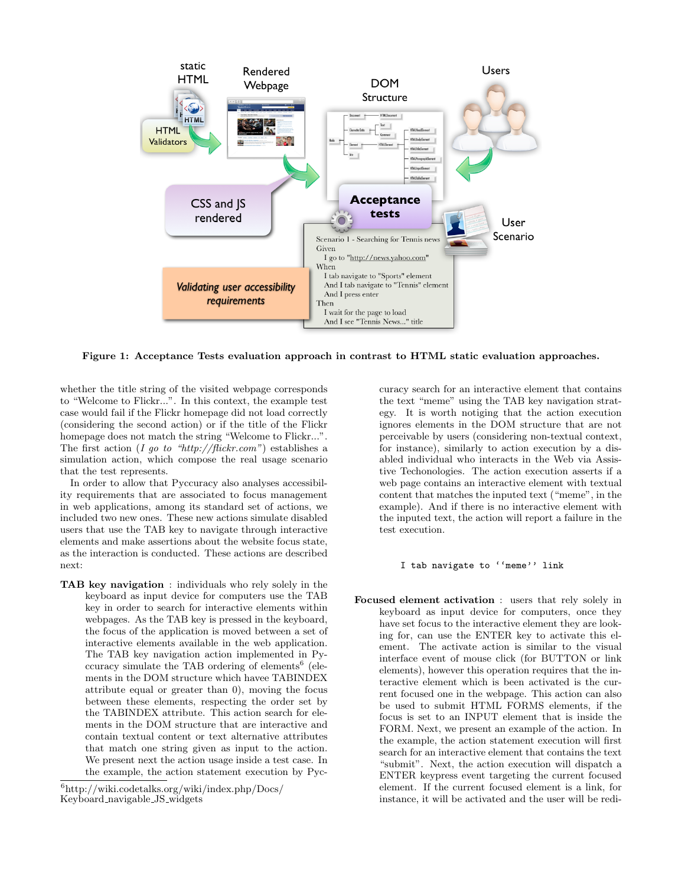**Figure 1: Acceptance Tests evaluation approach in contrast to HTML static evaluation approaches.**

whether the title string of the visited webpage corresponds to "Welcome to Flickr...". In this context, the example test case would fail if the Flickr homepage did not load correctly (considering the second action) or if the title of the Flickr homepage does not match the string "Welcome to Flickr...". The first action (*I go to "http://flickr.com"*) establishes a simulation action, which compose the real usage scenario that the test represents.

In order to allow that Pyccuracy also analyses accessibility requirements that are associated to focus management in web applications, among its standard set of actions, we included two new ones. These new actions simulate disabled users that use the TAB key to navigate through interactive elements and make assertions about the website focus state, as the interaction is conducted. These actions are described next:

**TAB key navigation** : individuals who rely solely in the keyboard as input device for computers use the TAB key in order to search for interactive elements within webpages. As the TAB key is pressed in the keyboard, the focus of the application is moved between a set of interactive elements available in the web application. The TAB key navigation action implemented in Pyccuracy simulate the TAB ordering of elements[6] (elements in the DOM structure which havee TABINDEX attribute equal or greater than 0), moving the focus between these elements, respecting the order set by the TABINDEX attribute. This action search for elements in the DOM structure that are interactive and contain textual content or text alternative attributes that match one string given as input to the action. We present next the action usage inside a test case. In the example, the action statement execution by Pyccuracy search for an interactive element that contains the text "meme" using the TAB key navigation strategy. It is worth notiging that the action execution ignores elements in the DOM structure that are not perceivable by users (considering non-textual context, for instance), similarly to action execution by a disabled individual who interacts in the Web via Assistive Techonologies. The action execution asserts if a web page contains an interactive element with textual content that matches the inputed text ("meme", in the example). And if there is no interactive element with the inputed text, the action will report a failure in the test execution.

```
I tab navigate to ''meme'' link
```

**Focused element activation** : users that rely solely in keyboard as input device for computers, once they have set focus to the interactive element they are looking for, can use the ENTER key to activate this element. The activate action is similar to the visual interface event of mouse click (for BUTTON or link elements), however this operation requires that the interactive element which is been activated is the current focused one in the webpage. This action can also be used to submit HTML FORMS elements, if the focus is set to an INPUT element that is inside the FORM. Next, we present an example of the action. In the example, the action statement execution will first search for an interactive element that contains the text "submit". Next, the action execution will dispatch a ENTER keypress event targeting the current focused element. If the current focused element is a link, for instance, it will be activated and the user will be redi-

[6] http://wiki.codetalks.org/wiki/index.php/Docs/Keyboard_navigable_JS_widgets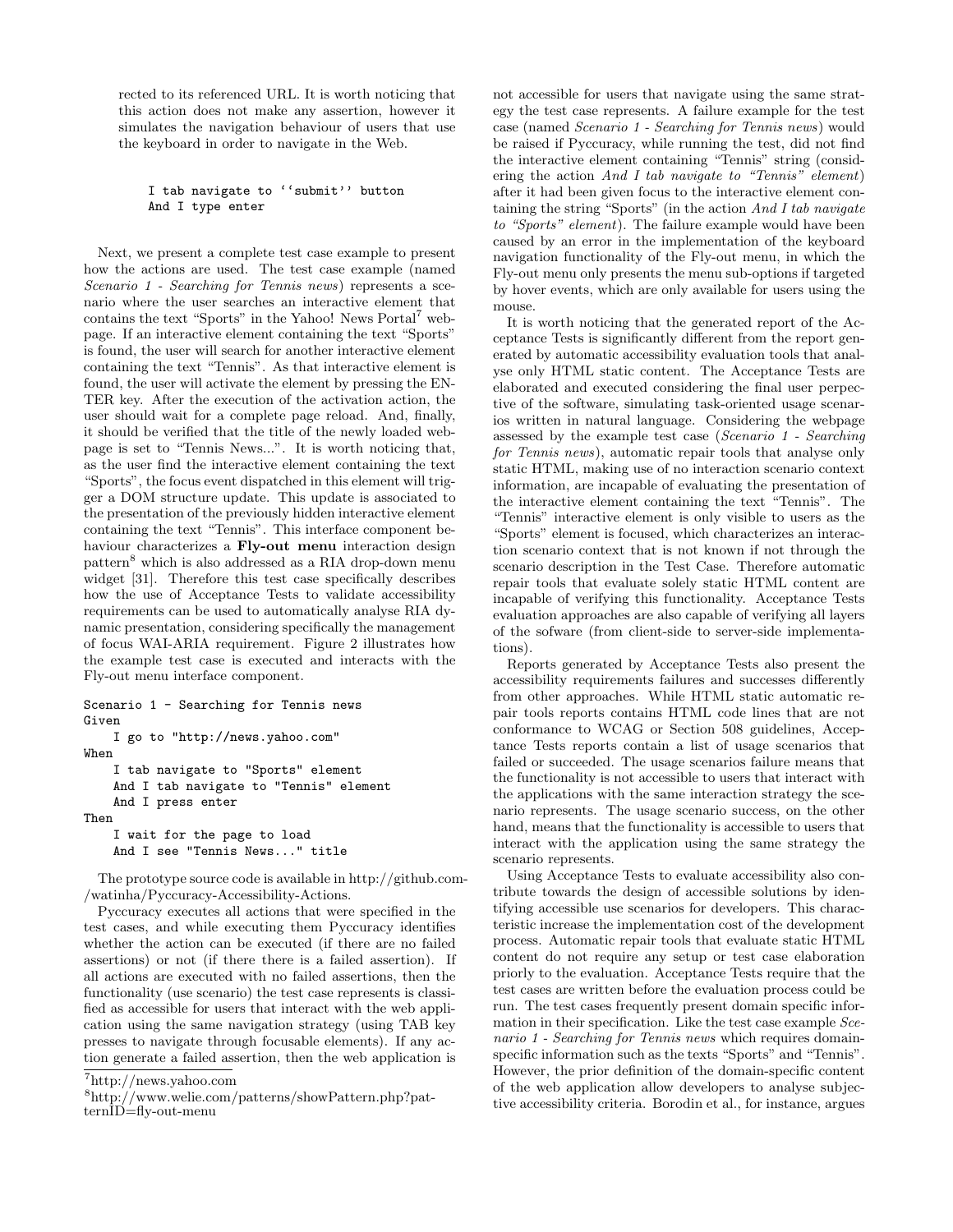rected to its referenced URL. It is worth noticing that this action does not make any assertion, however it simulates the navigation behaviour of users that use the keyboard in order to navigate in the Web.

```
I tab navigate to ''submit'' button
And I type enter
```

Next, we present a complete test case example to present how the actions are used. The test case example (named *Scenario 1 - Searching for Tennis news*) represents a scenario where the user searches an interactive element that contains the text "Sports" in the Yahoo! News Portal[7] webpage. If an interactive element containing the text "Sports" is found, the user will search for another interactive element containing the text "Tennis". As that interactive element is found, the user will activate the element by pressing the ENTER key. After the execution of the activation action, the user should wait for a complete page reload. And, finally, it should be verified that the title of the newly loaded webpage is set to "Tennis News...". It is worth noticing that, as the user find the interactive element containing the text "Sports", the focus event dispatched in this element will trigger a DOM structure update. This update is associated to the presentation of the previously hidden interactive element containing the text "Tennis". This interface component behaviour characterizes a **Fly-out menu** interaction design pattern[8] which is also addressed as a RIA drop-down menu widget [31]. Therefore this test case specifically describes how the use of Acceptance Tests to validate accessibility requirements can be used to automatically analyse RIA dynamic presentation, considering specifically the management of focus WAI-ARIA requirement. Figure 2 illustrates how the example test case is executed and interacts with the Fly-out menu interface component.

```
Scenario 1 - Searching for Tennis news
Given
    I go to "http://news.yahoo.com"
When
    I tab navigate to "Sports" element
    And I tab navigate to "Tennis" element
    And I press enter
Then
    I wait for the page to load
    And I see "Tennis News..." title
```

The prototype source code is available in http://github.com-/watinha/Pyccuracy-Accessibility-Actions.

Pyccuracy executes all actions that were specified in the test cases, and while executing them Pyccuracy identifies whether the action can be executed (if there are no failed assertions) or not (if there there is a failed assertion). If all actions are executed with no failed assertions, then the functionality (use scenario) the test case represents is classified as accessible for users that interact with the web application using the same navigation strategy (using TAB key presses to navigate through focusable elements). If any action generate a failed assertion, then the web application is not accessible for users that navigate using the same strategy the test case represents. A failure example for the test case (named *Scenario 1 - Searching for Tennis news*) would be raised if Pyccuracy, while running the test, did not find the interactive element containing "Tennis" string (considering the action *And I tab navigate to "Tennis" element*) after it had been given focus to the interactive element containing the string "Sports" (in the action *And I tab navigate to "Sports" element*). The failure example would have been caused by an error in the implementation of the keyboard navigation functionality of the Fly-out menu, in which the Fly-out menu only presents the menu sub-options if targeted by hover events, which are only available for users using the mouse.

It is worth noticing that the generated report of the Acceptance Tests is significantly different from the report generated by automatic accessibility evaluation tools that analyse only HTML static content. The Acceptance Tests are elaborated and executed considering the final user perpective of the software, simulating task-oriented usage scenarios written in natural language. Considering the webpage assessed by the example test case (*Scenario 1 - Searching for Tennis news*), automatic repair tools that analyse only static HTML, making use of no interaction scenario context information, are incapable of evaluating the presentation of the interactive element containing the text "Tennis". The "Tennis" interactive element is only visible to users as the "Sports" element is focused, which characterizes an interaction scenario context that is not known if not through the scenario description in the Test Case. Therefore automatic repair tools that evaluate solely static HTML content are incapable of verifying this functionality. Acceptance Tests evaluation approaches are also capable of verifying all layers of the sofware (from client-side to server-side implementations).

Reports generated by Acceptance Tests also present the accessibility requirements failures and successes differently from other approaches. While HTML static automatic repair tools reports contains HTML code lines that are not conformance to WCAG or Section 508 guidelines, Acceptance Tests reports contain a list of usage scenarios that failed or succeeded. The usage scenarios failure means that the functionality is not accessible to users that interact with the applications with the same interaction strategy the scenario represents. The usage scenario success, on the other hand, means that the functionality is accessible to users that interact with the application using the same strategy the scenario represents.

Using Acceptance Tests to evaluate accessibility also contribute towards the design of accessible solutions by identifying accessible use scenarios for developers. This characteristic increase the implementation cost of the development process. Automatic repair tools that evaluate static HTML content do not require any setup or test case elaboration priorly to the evaluation. Acceptance Tests require that the test cases are written before the evaluation process could be run. The test cases frequently present domain specific information in their specification. Like the test case example *Scenario 1 - Searching for Tennis news* which requires domain-specific information such as the texts "Sports" and "Tennis". However, the prior definition of the domain-specific content of the web application allow developers to analyse subjective accessibility criteria. Borodin et al., for instance, argues

[7] http://news.yahoo.com

[8] http://www.welie.com/patterns/showPattern.php?patternID=fly-out-menu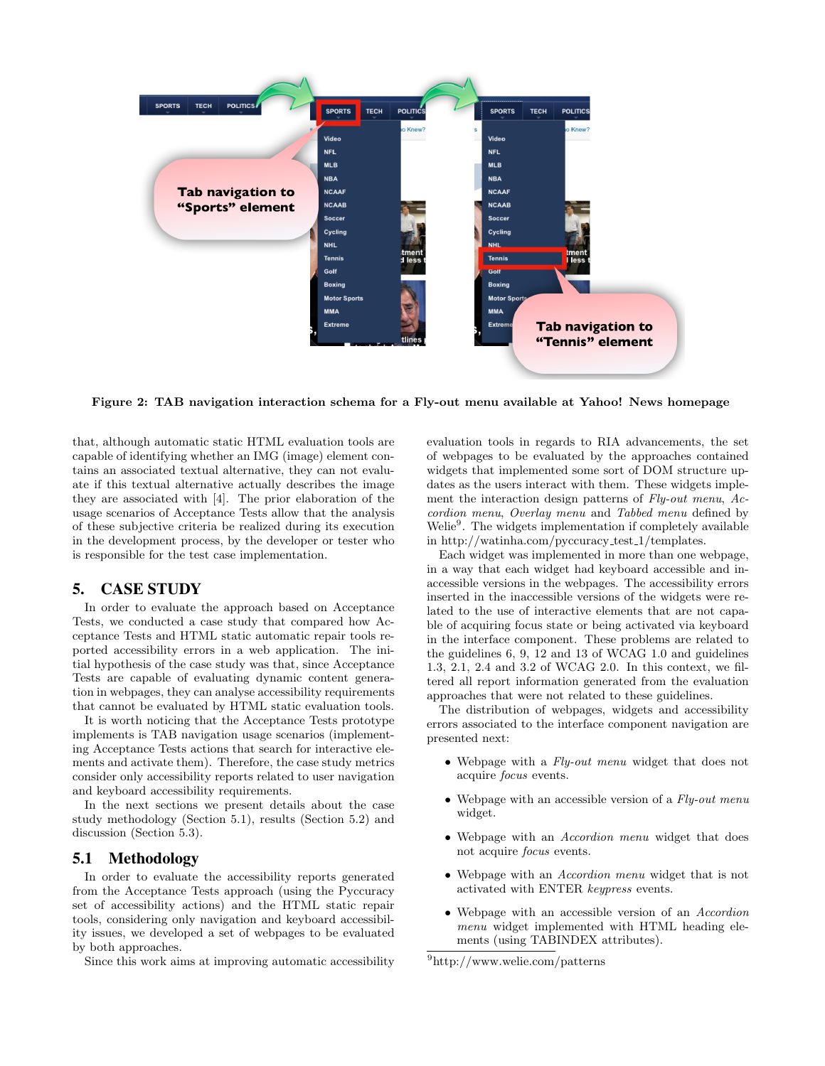**Figure 2: TAB navigation interaction schema for a Fly-out menu available at Yahoo! News homepage**

that, although automatic static HTML evaluation tools are capable of identifying whether an IMG (image) element contains an associated textual alternative, they can not evaluate if this textual alternative actually describes the image they are associated with [4]. The prior elaboration of the usage scenarios of Acceptance Tests allow that the analysis of these subjective criteria be realized during its execution in the development process, by the developer or tester who is responsible for the test case implementation.

## 5. CASE STUDY

In order to evaluate the approach based on Acceptance Tests, we conducted a case study that compared how Acceptance Tests and HTML static automatic repair tools reported accessibility errors in a web application. The initial hypothesis of the case study was that, since Acceptance Tests are capable of evaluating dynamic content generation in webpages, they can analyse accessibility requirements that cannot be evaluated by HTML static evaluation tools.

It is worth noticing that the Acceptance Tests prototype implements is TAB navigation usage scenarios (implementing Acceptance Tests actions that search for interactive elements and activate them). Therefore, the case study metrics consider only accessibility reports related to user navigation and keyboard accessibility requirements.

In the next sections we present details about the case study methodology (Section 5.1), results (Section 5.2) and discussion (Section 5.3).

### 5.1 Methodology

In order to evaluate the accessibility reports generated from the Acceptance Tests approach (using the Pyccuracy set of accessibility actions) and the HTML static repair tools, considering only navigation and keyboard accessibility issues, we developed a set of webpages to be evaluated by both approaches.

Since this work aims at improving automatic accessibility evaluation tools in regards to RIA advancements, the set of webpages to be evaluated by the approaches contained widgets that implemented some sort of DOM structure updates as the users interact with them. These widgets implement the interaction design patterns of *Fly-out menu*, *Accordion menu*, *Overlay menu* and *Tabbed menu* defined by Welie[9]. The widgets implementation if completely available in http://watinha.com/pyccuracy_test_1/templates.

Each widget was implemented in more than one webpage, in a way that each widget had keyboard accessible and inaccessible versions in the webpages. The accessibility errors inserted in the inaccessible versions of the widgets were related to the use of interactive elements that are not capable of acquiring focus state or being activated via keyboard in the interface component. These problems are related to the guidelines 6, 9, 12 and 13 of WCAG 1.0 and guidelines 1.3, 2.1, 2.4 and 3.2 of WCAG 2.0. In this context, we filtered all report information generated from the evaluation approaches that were not related to these guidelines.

The distribution of webpages, widgets and accessibility errors associated to the interface component navigation are presented next:

- Webpage with a *Fly-out menu* widget that does not acquire *focus* events.
- Webpage with an accessible version of a *Fly-out menu* widget.
- Webpage with an *Accordion menu* widget that does not acquire *focus* events.
- Webpage with an *Accordion menu* widget that is not activated with ENTER *keypress* events.
- Webpage with an accessible version of an *Accordion menu* widget implemented with HTML heading elements (using TABINDEX attributes).

[9] http://www.welie.com/patterns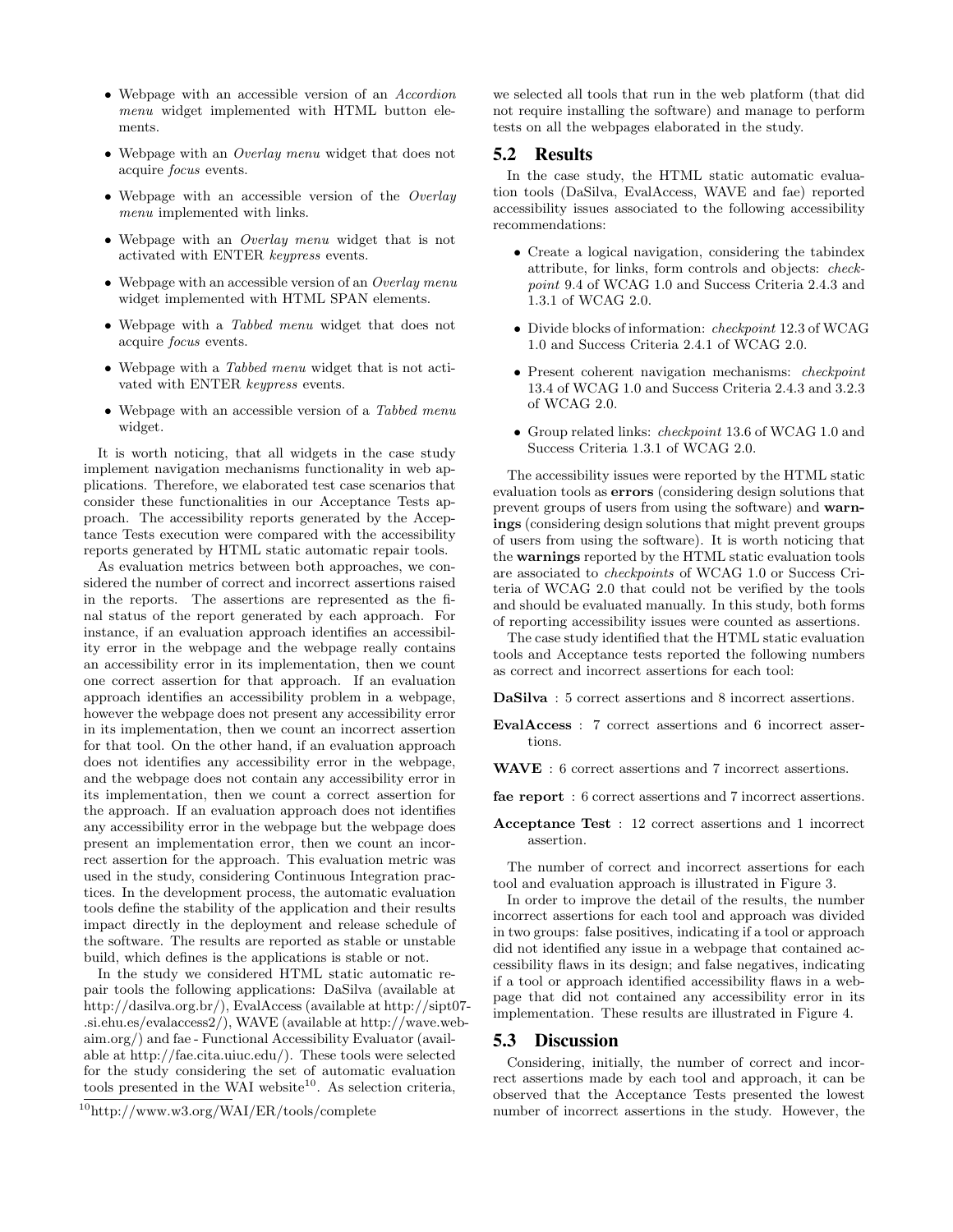- Webpage with an accessible version of an *Accordion menu* widget implemented with HTML button elements.
- Webpage with an *Overlay menu* widget that does not acquire *focus* events.
- Webpage with an accessible version of the *Overlay menu* implemented with links.
- Webpage with an *Overlay menu* widget that is not activated with ENTER *keypress* events.
- Webpage with an accessible version of an *Overlay menu* widget implemented with HTML SPAN elements.
- Webpage with a *Tabbed menu* widget that does not acquire *focus* events.
- Webpage with a *Tabbed menu* widget that is not activated with ENTER *keypress* events.
- Webpage with an accessible version of a *Tabbed menu* widget.

It is worth noticing, that all widgets in the case study implement navigation mechanisms functionality in web applications. Therefore, we elaborated test case scenarios that consider these functionalities in our Acceptance Tests approach. The accessibility reports generated by the Acceptance Tests execution were compared with the accessibility reports generated by HTML static automatic repair tools.

As evaluation metrics between both approaches, we considered the number of correct and incorrect assertions raised in the reports. The assertions are represented as the final status of the report generated by each approach. For instance, if an evaluation approach identifies an accessibility error in the webpage and the webpage really contains an accessibility error in its implementation, then we count one correct assertion for that approach. If an evaluation approach identifies an accessibility problem in a webpage, however the webpage does not present any accessibility error in its implementation, then we count an incorrect assertion for that tool. On the other hand, if an evaluation approach does not identifies any accessibility error in the webpage, and the webpage does not contain any accessibility error in its implementation, then we count a correct assertion for the approach. If an evaluation approach does not identifies any accessibility error in the webpage but the webpage does present an implementation error, then we count an incorrect assertion for the approach. This evaluation metric was used in the study, considering Continuous Integration practices. In the development process, the automatic evaluation tools define the stability of the application and their results impact directly in the deployment and release schedule of the software. The results are reported as stable or unstable build, which defines is the applications is stable or not.

In the study we considered HTML static automatic repair tools the following applications: DaSilva (available at http://dasilva.org.br/), EvalAccess (available at http://sipt07-.si.ehu.es/evalaccess2/), WAVE (available at http://wave.webaim.org/) and fae - Functional Accessibility Evaluator (available at http://fae.cita.uiuc.edu/). These tools were selected for the study considering the set of automatic evaluation tools presented in the WAI website[10]. As selection criteria, we selected all tools that run in the web platform (that did not require installing the software) and manage to perform tests on all the webpages elaborated in the study.

[10]http://www.w3.org/WAI/ER/tools/complete

## 5.2 Results

In the case study, the HTML static automatic evaluation tools (DaSilva, EvalAccess, WAVE and fae) reported accessibility issues associated to the following accessibility recommendations:

- Create a logical navigation, considering the tabindex attribute, for links, form controls and objects: *checkpoint* 9.4 of WCAG 1.0 and Success Criteria 2.4.3 and 1.3.1 of WCAG 2.0.
- Divide blocks of information: *checkpoint* 12.3 of WCAG 1.0 and Success Criteria 2.4.1 of WCAG 2.0.
- Present coherent navigation mechanisms: *checkpoint* 13.4 of WCAG 1.0 and Success Criteria 2.4.3 and 3.2.3 of WCAG 2.0.
- Group related links: *checkpoint* 13.6 of WCAG 1.0 and Success Criteria 1.3.1 of WCAG 2.0.

The accessibility issues were reported by the HTML static evaluation tools as **errors** (considering design solutions that prevent groups of users from using the software) and **warnings** (considering design solutions that might prevent groups of users from using the software). It is worth noticing that the **warnings** reported by the HTML static evaluation tools are associated to *checkpoints* of WCAG 1.0 or Success Criteria of WCAG 2.0 that could not be verified by the tools and should be evaluated manually. In this study, both forms of reporting accessibility issues were counted as assertions.

The case study identified that the HTML static evaluation tools and Acceptance tests reported the following numbers as correct and incorrect assertions for each tool:

**DaSilva** : 5 correct assertions and 8 incorrect assertions.

**EvalAccess** : 7 correct assertions and 6 incorrect assertions.

**WAVE** : 6 correct assertions and 7 incorrect assertions.

**fae report** : 6 correct assertions and 7 incorrect assertions.

**Acceptance Test** : 12 correct assertions and 1 incorrect assertion.

The number of correct and incorrect assertions for each tool and evaluation approach is illustrated in Figure 3.

In order to improve the detail of the results, the number incorrect assertions for each tool and approach was divided in two groups: false positives, indicating if a tool or approach did not identified any issue in a webpage that contained accessibility flaws in its design; and false negatives, indicating if a tool or approach identified accessibility flaws in a webpage that did not contained any accessibility error in its implementation. These results are illustrated in Figure 4.

## 5.3 Discussion

Considering, initially, the number of correct and incorrect assertions made by each tool and approach, it can be observed that the Acceptance Tests presented the lowest number of incorrect assertions in the study. However, the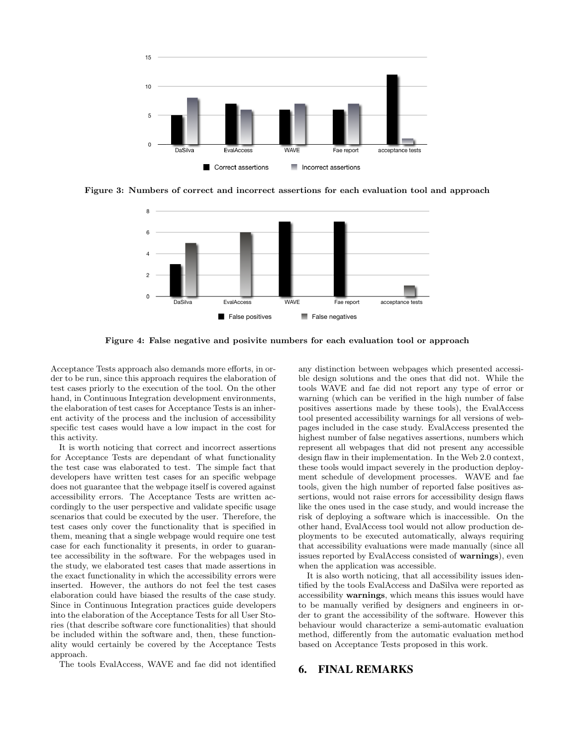Figure 3: Numbers of correct and incorrect assertions for each evaluation tool and approach

Figure 4: False negative and posivite numbers for each evaluation tool or approach

Acceptance Tests approach also demands more efforts, in order to be run, since this approach requires the elaboration of test cases priorly to the execution of the tool. On the other hand, in Continuous Integration development environments, the elaboration of test cases for Acceptance Tests is an inherent activity of the process and the inclusion of accessibility specific test cases would have a low impact in the cost for this activity.

It is worth noticing that correct and incorrect assertions for Acceptance Tests are dependant of what functionality the test case was elaborated to test. The simple fact that developers have written test cases for an specific webpage does not guarantee that the webpage itself is covered against accessibility errors. The Acceptance Tests are written accordingly to the user perspective and validate specific usage scenarios that could be executed by the user. Therefore, the test cases only cover the functionality that is specified in them, meaning that a single webpage would require one test case for each functionality it presents, in order to guarantee accessibility in the software. For the webpages used in the study, we elaborated test cases that made assertions in the exact functionality in which the accessibility errors were inserted. However, the authors do not feel the test cases elaboration could have biased the results of the case study. Since in Continuous Integration practices guide developers into the elaboration of the Acceptance Tests for all User Stories (that describe software core functionalities) that should be included within the software and, then, these functionality would certainly be covered by the Acceptance Tests approach.

The tools EvalAccess, WAVE and fae did not identified any distinction between webpages which presented accessible design solutions and the ones that did not. While the tools WAVE and fae did not report any type of error or warning (which can be verified in the high number of false positives assertions made by these tools), the EvalAccess tool presented accessibility warnings for all versions of webpages included in the case study. EvalAccess presented the highest number of false negatives assertions, numbers which represent all webpages that did not present any accessible design flaw in their implementation. In the Web 2.0 context, these tools would impact severely in the production deployment schedule of development processes. WAVE and fae tools, given the high number of reported false positives assertions, would not raise errors for accessibility design flaws like the ones used in the case study, and would increase the risk of deploying a software which is inaccessible. On the other hand, EvalAccess tool would not allow production deployments to be executed automatically, always requiring that accessibility evaluations were made manually (since all issues reported by EvalAccess consisted of **warnings**), even when the application was accessible.

It is also worth noticing, that all accessibility issues identified by the tools EvalAccess and DaSilva were reported as accessibility **warnings**, which means this issues would have to be manually verified by designers and engineers in order to grant the accessibility of the software. However this behaviour would characterize a semi-automatic evaluation method, differently from the automatic evaluation method based on Acceptance Tests proposed in this work.

# 6. FINAL REMARKS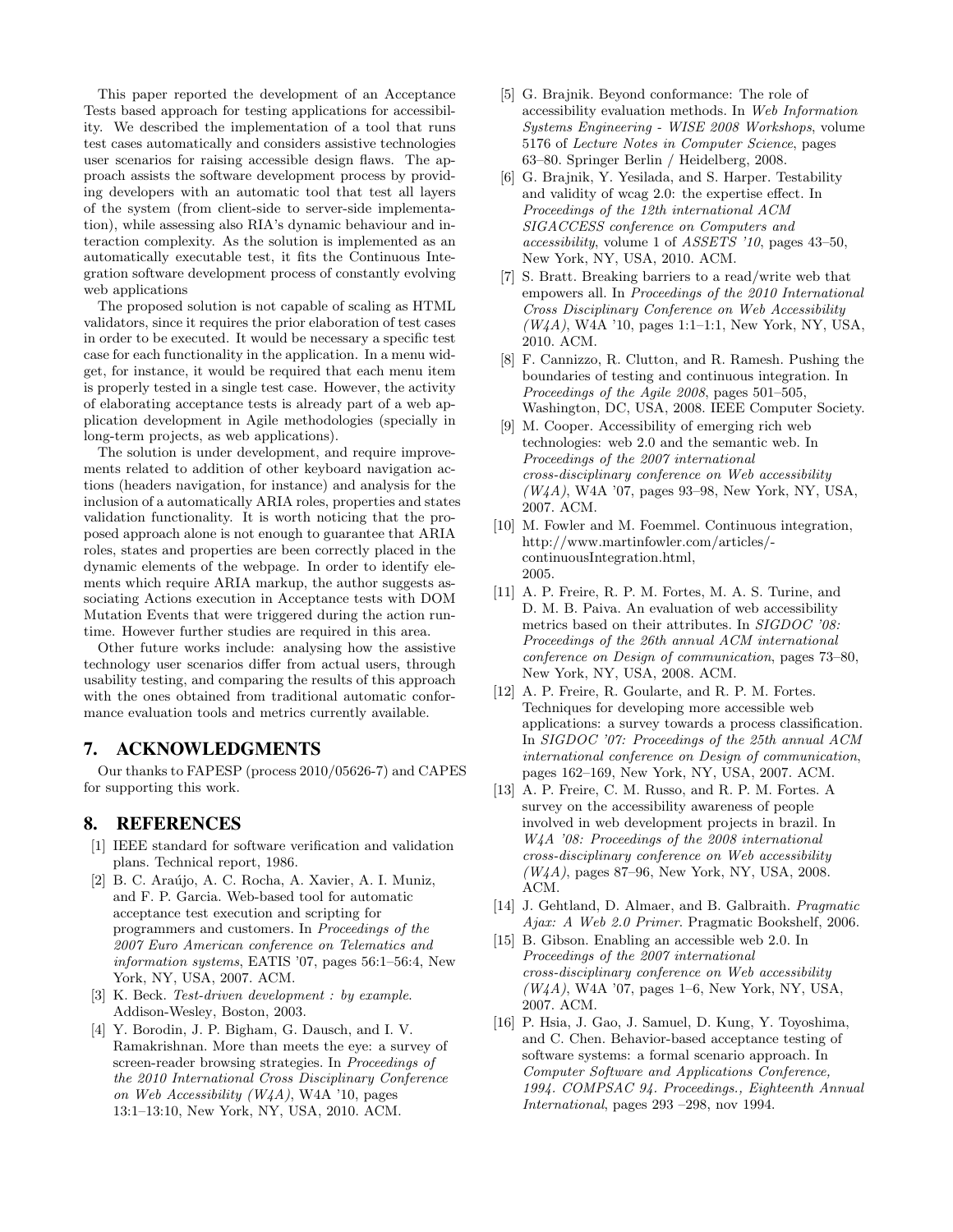This paper reported the development of an Acceptance Tests based approach for testing applications for accessibility. We described the implementation of a tool that runs test cases automatically and considers assistive technologies user scenarios for raising accessible design flaws. The approach assists the software development process by providing developers with an automatic tool that test all layers of the system (from client-side to server-side implementation), while assessing also RIA's dynamic behaviour and interaction complexity. As the solution is implemented as an automatically executable test, it fits the Continuous Integration software development process of constantly evolving web applications

The proposed solution is not capable of scaling as HTML validators, since it requires the prior elaboration of test cases in order to be executed. It would be necessary a specific test case for each functionality in the application. In a menu widget, for instance, it would be required that each menu item is properly tested in a single test case. However, the activity of elaborating acceptance tests is already part of a web application development in Agile methodologies (specially in long-term projects, as web applications).

The solution is under development, and require improvements related to addition of other keyboard navigation actions (headers navigation, for instance) and analysis for the inclusion of a automatically ARIA roles, properties and states validation functionality. It is worth noticing that the proposed approach alone is not enough to guarantee that ARIA roles, states and properties are been correctly placed in the dynamic elements of the webpage. In order to identify elements which require ARIA markup, the author suggests associating Actions execution in Acceptance tests with DOM Mutation Events that were triggered during the action runtime. However further studies are required in this area.

Other future works include: analysing how the assistive technology user scenarios differ from actual users, through usability testing, and comparing the results of this approach with the ones obtained from traditional automatic conformance evaluation tools and metrics currently available.

## 7. ACKNOWLEDGMENTS

Our thanks to FAPESP (process 2010/05626-7) and CAPES for supporting this work.

## 8. REFERENCES

[1] IEEE standard for software verification and validation plans. Technical report, 1986.

[2] B. C. Araújo, A. C. Rocha, A. Xavier, A. I. Muniz, and F. P. Garcia. Web-based tool for automatic acceptance test execution and scripting for programmers and customers. In *Proceedings of the 2007 Euro American conference on Telematics and information systems*, EATIS '07, pages 56:1–56:4, New York, NY, USA, 2007. ACM.

[3] K. Beck. *Test-driven development : by example*. Addison-Wesley, Boston, 2003.

[4] Y. Borodin, J. P. Bigham, G. Dausch, and I. V. Ramakrishnan. More than meets the eye: a survey of screen-reader browsing strategies. In *Proceedings of the 2010 International Cross Disciplinary Conference on Web Accessibility (W4A)*, W4A '10, pages 13:1–13:10, New York, NY, USA, 2010. ACM.

[5] G. Brajnik. Beyond conformance: The role of accessibility evaluation methods. In *Web Information Systems Engineering - WISE 2008 Workshops*, volume 5176 of *Lecture Notes in Computer Science*, pages 63–80. Springer Berlin / Heidelberg, 2008.

[6] G. Brajnik, Y. Yesilada, and S. Harper. Testability and validity of wcag 2.0: the expertise effect. In *Proceedings of the 12th international ACM SIGACCESS conference on Computers and accessibility*, volume 1 of *ASSETS '10*, pages 43–50, New York, NY, USA, 2010. ACM.

[7] S. Bratt. Breaking barriers to a read/write web that empowers all. In *Proceedings of the 2010 International Cross Disciplinary Conference on Web Accessibility (W4A)*, W4A '10, pages 1:1–1:1, New York, NY, USA, 2010. ACM.

[8] F. Cannizzo, R. Clutton, and R. Ramesh. Pushing the boundaries of testing and continuous integration. In *Proceedings of the Agile 2008*, pages 501–505, Washington, DC, USA, 2008. IEEE Computer Society.

[9] M. Cooper. Accessibility of emerging rich web technologies: web 2.0 and the semantic web. In *Proceedings of the 2007 international cross-disciplinary conference on Web accessibility (W4A)*, W4A '07, pages 93–98, New York, NY, USA, 2007. ACM.

[10] M. Fowler and M. Foemmel. Continuous integration, http://www.martinfowler.com/articles/-continuousIntegration.html, 2005.

[11] A. P. Freire, R. P. M. Fortes, M. A. S. Turine, and D. M. B. Paiva. An evaluation of web accessibility metrics based on their attributes. In *SIGDOC '08: Proceedings of the 26th annual ACM international conference on Design of communication*, pages 73–80, New York, NY, USA, 2008. ACM.

[12] A. P. Freire, R. Goularte, and R. P. M. Fortes. Techniques for developing more accessible web applications: a survey towards a process classification. In *SIGDOC '07: Proceedings of the 25th annual ACM international conference on Design of communication*, pages 162–169, New York, NY, USA, 2007. ACM.

[13] A. P. Freire, C. M. Russo, and R. P. M. Fortes. A survey on the accessibility awareness of people involved in web development projects in brazil. In *W4A '08: Proceedings of the 2008 international cross-disciplinary conference on Web accessibility (W4A)*, pages 87–96, New York, NY, USA, 2008. ACM.

[14] J. Gehtland, D. Almaer, and B. Galbraith. *Pragmatic Ajax: A Web 2.0 Primer*. Pragmatic Bookshelf, 2006.

[15] B. Gibson. Enabling an accessible web 2.0. In *Proceedings of the 2007 international cross-disciplinary conference on Web accessibility (W4A)*, W4A '07, pages 1–6, New York, NY, USA, 2007. ACM.

[16] P. Hsia, J. Gao, J. Samuel, D. Kung, Y. Toyoshima, and C. Chen. Behavior-based acceptance testing of software systems: a formal scenario approach. In *Computer Software and Applications Conference, 1994. COMPSAC 94. Proceedings., Eighteenth Annual International*, pages 293 –298, nov 1994.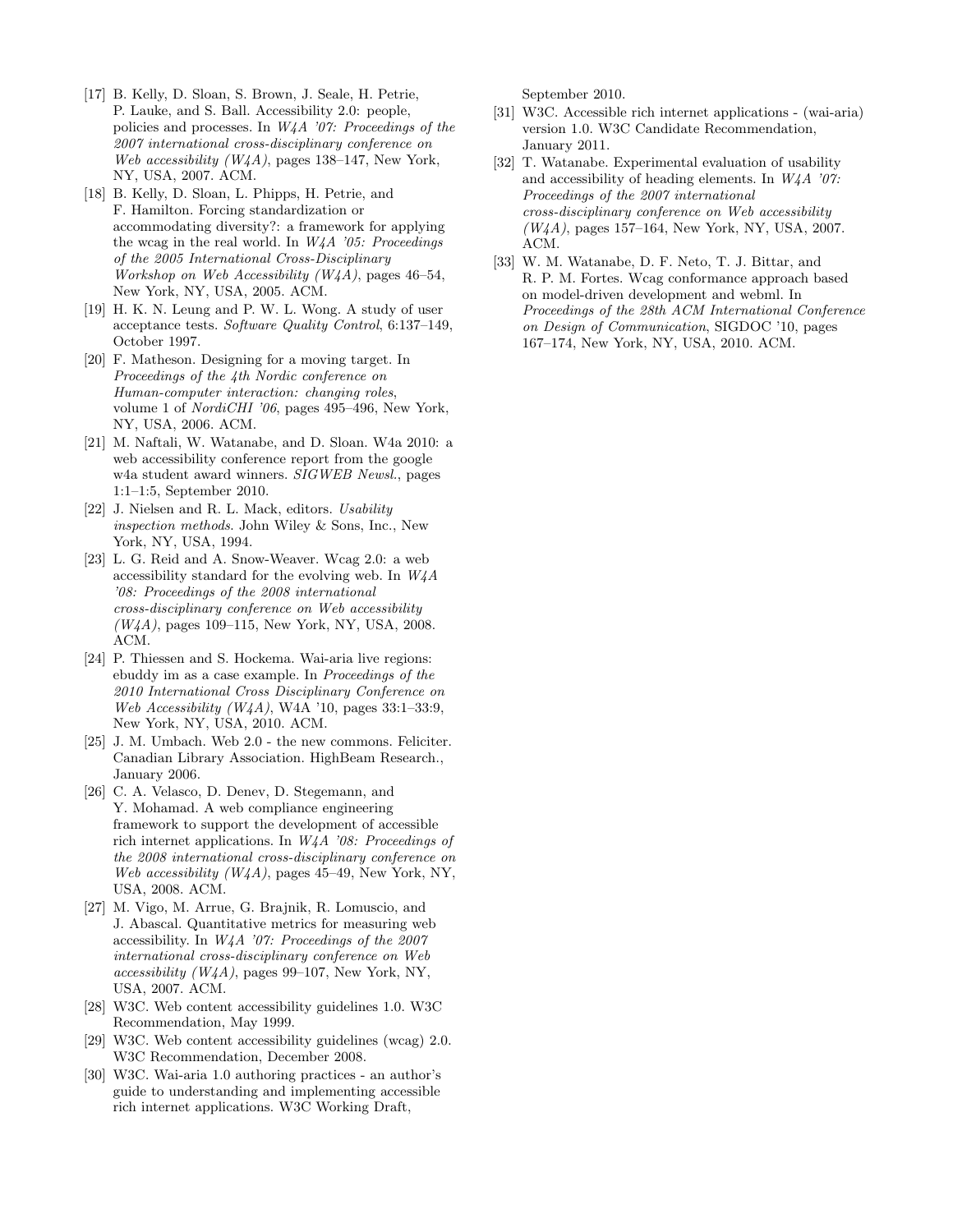[17] B. Kelly, D. Sloan, S. Brown, J. Seale, H. Petrie, P. Lauke, and S. Ball. Accessibility 2.0: people, policies and processes. In *W4A '07: Proceedings of the 2007 international cross-disciplinary conference on Web accessibility (W4A)*, pages 138–147, New York, NY, USA, 2007. ACM.

[18] B. Kelly, D. Sloan, L. Phipps, H. Petrie, and F. Hamilton. Forcing standardization or accommodating diversity?: a framework for applying the wcag in the real world. In *W4A '05: Proceedings of the 2005 International Cross-Disciplinary Workshop on Web Accessibility (W4A)*, pages 46–54, New York, NY, USA, 2005. ACM.

[19] H. K. N. Leung and P. W. L. Wong. A study of user acceptance tests. *Software Quality Control*, 6:137–149, October 1997.

[20] F. Matheson. Designing for a moving target. In *Proceedings of the 4th Nordic conference on Human-computer interaction: changing roles*, volume 1 of *NordiCHI '06*, pages 495–496, New York, NY, USA, 2006. ACM.

[21] M. Naftali, W. Watanabe, and D. Sloan. W4a 2010: a web accessibility conference report from the google w4a student award winners. *SIGWEB Newsl.*, pages 1:1–1:5, September 2010.

[22] J. Nielsen and R. L. Mack, editors. *Usability inspection methods*. John Wiley & Sons, Inc., New York, NY, USA, 1994.

[23] L. G. Reid and A. Snow-Weaver. Wcag 2.0: a web accessibility standard for the evolving web. In *W4A '08: Proceedings of the 2008 international cross-disciplinary conference on Web accessibility (W4A)*, pages 109–115, New York, NY, USA, 2008. ACM.

[24] P. Thiessen and S. Hockema. Wai-aria live regions: ebuddy im as a case example. In *Proceedings of the 2010 International Cross Disciplinary Conference on Web Accessibility (W4A)*, W4A '10, pages 33:1–33:9, New York, NY, USA, 2010. ACM.

[25] J. M. Umbach. Web 2.0 - the new commons. Feliciter. Canadian Library Association. HighBeam Research., January 2006.

[26] C. A. Velasco, D. Denev, D. Stegemann, and Y. Mohamad. A web compliance engineering framework to support the development of accessible rich internet applications. In *W4A '08: Proceedings of the 2008 international cross-disciplinary conference on Web accessibility (W4A)*, pages 45–49, New York, NY, USA, 2008. ACM.

[27] M. Vigo, M. Arrue, G. Brajnik, R. Lomuscio, and J. Abascal. Quantitative metrics for measuring web accessibility. In *W4A '07: Proceedings of the 2007 international cross-disciplinary conference on Web accessibility (W4A)*, pages 99–107, New York, NY, USA, 2007. ACM.

[28] W3C. Web content accessibility guidelines 1.0. W3C Recommendation, May 1999.

[29] W3C. Web content accessibility guidelines (wcag) 2.0. W3C Recommendation, December 2008.

[30] W3C. Wai-aria 1.0 authoring practices - an author's guide to understanding and implementing accessible rich internet applications. W3C Working Draft, September 2010.

[31] W3C. Accessible rich internet applications - (wai-aria) version 1.0. W3C Candidate Recommendation, January 2011.

[32] T. Watanabe. Experimental evaluation of usability and accessibility of heading elements. In *W4A '07: Proceedings of the 2007 international cross-disciplinary conference on Web accessibility (W4A)*, pages 157–164, New York, NY, USA, 2007. ACM.

[33] W. M. Watanabe, D. F. Neto, T. J. Bittar, and R. P. M. Fortes. Wcag conformance approach based on model-driven development and webml. In *Proceedings of the 28th ACM International Conference on Design of Communication*, SIGDOC '10, pages 167–174, New York, NY, USA, 2010. ACM.